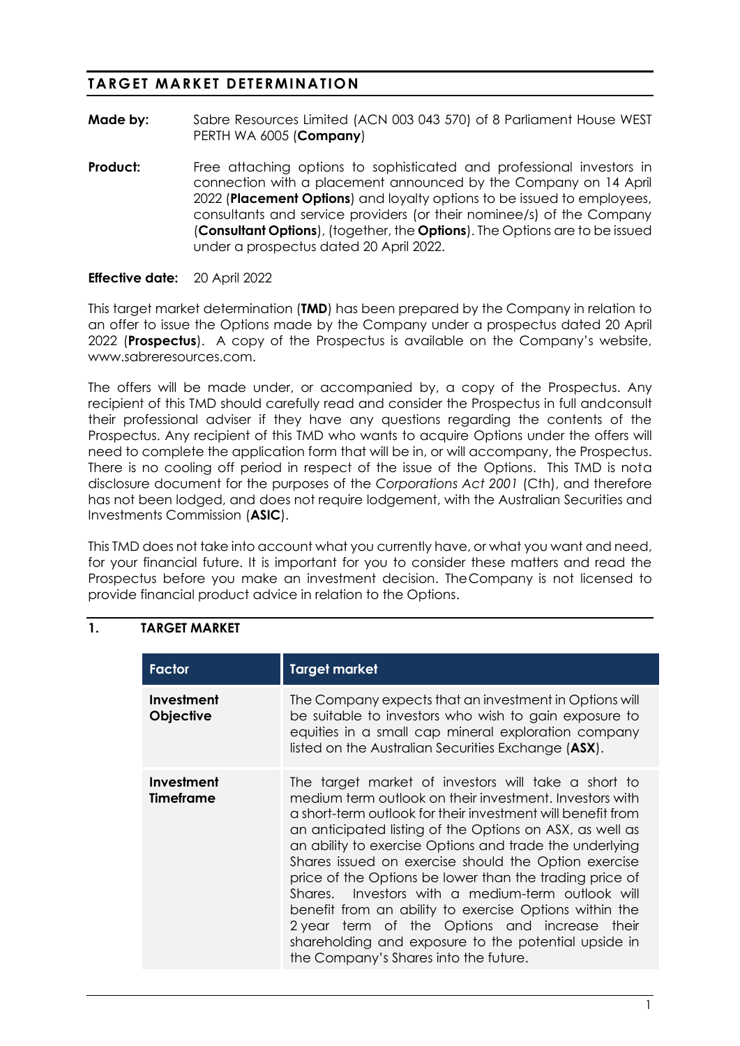# TARGET MARKET DETERMINATION

**Made by:** Sabre Resources Limited (ACN 003 043 570) of 8 Parliament House WEST PERTH WA 6005 (**Company**)

**Product:** Free attaching options to sophisticated and professional investors in connection with a placement announced by the Company on 14 April 2022 (**Placement Options**) and loyalty options to be issued to employees, consultants and service providers (or their nominee/s) of the Company (**Consultant Options**), (together, the **Options**). The Options are to be issued under a prospectus dated 20 April 2022.

**Effective date:** 20 April 2022

This target market determination (**TMD**) has been prepared by the Company in relation to an offer to issue the Options made by the Company under a prospectus dated 20 April 2022 (**Prospectus**). A copy of the Prospectus is available on the Company's website, www.sabreresources.com.

The offers will be made under, or accompanied by, a copy of the Prospectus. Any recipient of this TMD should carefully read and consider the Prospectus in full andconsult their professional adviser if they have any questions regarding the contents of the Prospectus. Any recipient of this TMD who wants to acquire Options under the offers will need to complete the application form that will be in, or will accompany, the Prospectus. There is no cooling off period in respect of the issue of the Options. This TMD is nota disclosure document for the purposes of the *Corporations Act 2001* (Cth), and therefore has not been lodged, and does not require lodgement, with the Australian Securities and Investments Commission (**ASIC**).

This TMD does not take into account what you currently have, or what you want and need, for your financial future. It is important for you to consider these matters and read the Prospectus before you make an investment decision. TheCompany is not licensed to provide financial product advice in relation to the Options.

## 1. TARGET MARKET

| Factor | Target market |
| --- | --- |
| **Investment Objective** | The Company expects that an investment in Options will be suitable to investors who wish to gain exposure to equities in a small cap mineral exploration company listed on the Australian Securities Exchange (**ASX**). |
| **Investment Timeframe** | The target market of investors will take a short to medium term outlook on their investment. Investors with a short-term outlook for their investment will benefit from an anticipated listing of the Options on ASX, as well as an ability to exercise Options and trade the underlying Shares issued on exercise should the Option exercise price of the Options be lower than the trading price of Shares. Investors with a medium-term outlook will benefit from an ability to exercise Options within the 2 year term of the Options and increase their shareholding and exposure to the potential upside in the Company's Shares into the future. |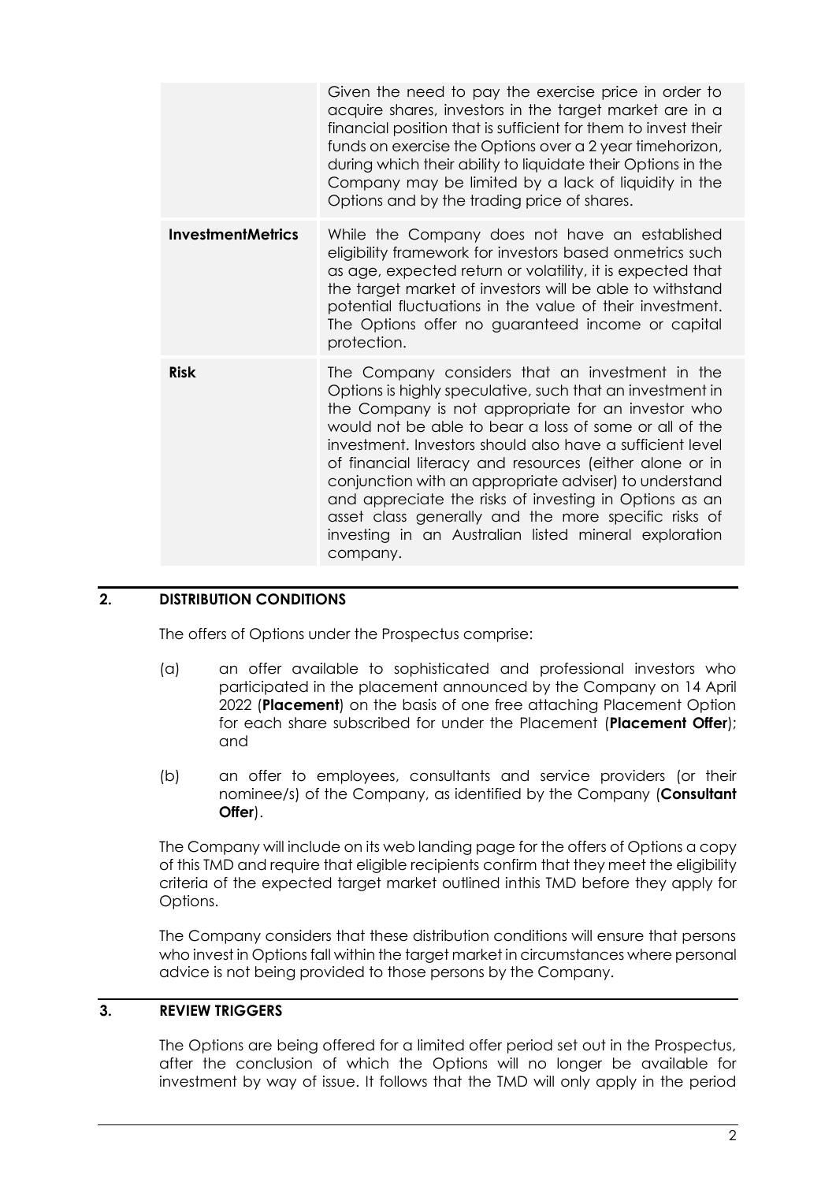| | |
|---|---|
| | Given the need to pay the exercise price in order to acquire shares, investors in the target market are in a financial position that is sufficient for them to invest their funds on exercise the Options over a 2 year timehorizon, during which their ability to liquidate their Options in the Company may be limited by a lack of liquidity in the Options and by the trading price of shares. |
| **InvestmentMetrics** | While the Company does not have an established eligibility framework for investors based onmetrics such as age, expected return or volatility, it is expected that the target market of investors will be able to withstand potential fluctuations in the value of their investment. The Options offer no guaranteed income or capital protection. |
| **Risk** | The Company considers that an investment in the Options is highly speculative, such that an investment in the Company is not appropriate for an investor who would not be able to bear a loss of some or all of the investment. Investors should also have a sufficient level of financial literacy and resources (either alone or in conjunction with an appropriate adviser) to understand and appreciate the risks of investing in Options as an asset class generally and the more specific risks of investing in an Australian listed mineral exploration company. |

## 2. DISTRIBUTION CONDITIONS

The offers of Options under the Prospectus comprise:

(a) an offer available to sophisticated and professional investors who participated in the placement announced by the Company on 14 April 2022 (**Placement**) on the basis of one free attaching Placement Option for each share subscribed for under the Placement (**Placement Offer**); and

(b) an offer to employees, consultants and service providers (or their nominee/s) of the Company, as identified by the Company (**Consultant Offer**).

The Company will include on its web landing page for the offers of Options a copy of this TMD and require that eligible recipients confirm that they meet the eligibility criteria of the expected target market outlined inthis TMD before they apply for Options.

The Company considers that these distribution conditions will ensure that persons who invest in Options fall within the target market in circumstances where personal advice is not being provided to those persons by the Company.

## 3. REVIEW TRIGGERS

The Options are being offered for a limited offer period set out in the Prospectus, after the conclusion of which the Options will no longer be available for investment by way of issue. It follows that the TMD will only apply in the period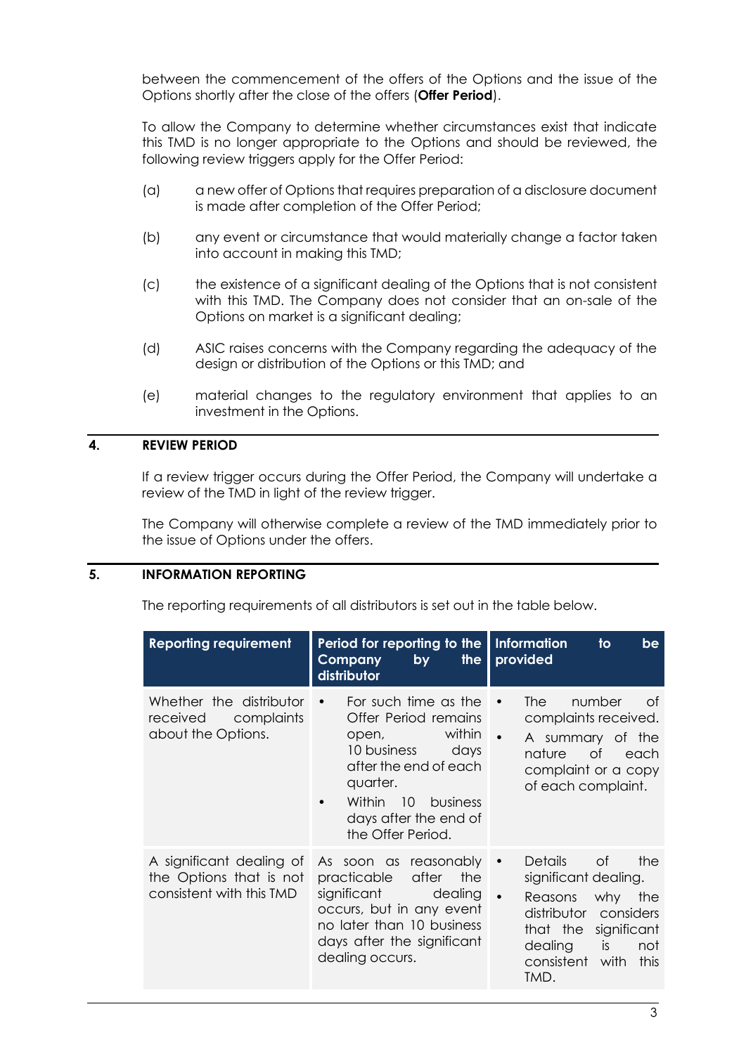between the commencement of the offers of the Options and the issue of the Options shortly after the close of the offers (**Offer Period**).

To allow the Company to determine whether circumstances exist that indicate this TMD is no longer appropriate to the Options and should be reviewed, the following review triggers apply for the Offer Period:

(a) a new offer of Options that requires preparation of a disclosure document is made after completion of the Offer Period;

(b) any event or circumstance that would materially change a factor taken into account in making this TMD;

(c) the existence of a significant dealing of the Options that is not consistent with this TMD. The Company does not consider that an on-sale of the Options on market is a significant dealing;

(d) ASIC raises concerns with the Company regarding the adequacy of the design or distribution of the Options or this TMD; and

(e) material changes to the regulatory environment that applies to an investment in the Options.

## 4. REVIEW PERIOD

If a review trigger occurs during the Offer Period, the Company will undertake a review of the TMD in light of the review trigger.

The Company will otherwise complete a review of the TMD immediately prior to the issue of Options under the offers.

## 5. INFORMATION REPORTING

The reporting requirements of all distributors is set out in the table below.

| Reporting requirement | Period for reporting to the Company by the distributor | Information to be provided |
|---|---|---|
| Whether the distributor received complaints about the Options. | • For such time as the Offer Period remains open, within 10 business days after the end of each quarter.<br>• Within 10 business days after the end of the Offer Period. | • The number of complaints received.<br>• A summary of the nature of each complaint or a copy of each complaint. |
| A significant dealing of the Options that is not consistent with this TMD | As soon as reasonably practicable after the significant dealing occurs, but in any event no later than 10 business days after the significant dealing occurs. | • Details of the significant dealing.<br>• Reasons why the distributor considers that the significant dealing is not consistent with this TMD. |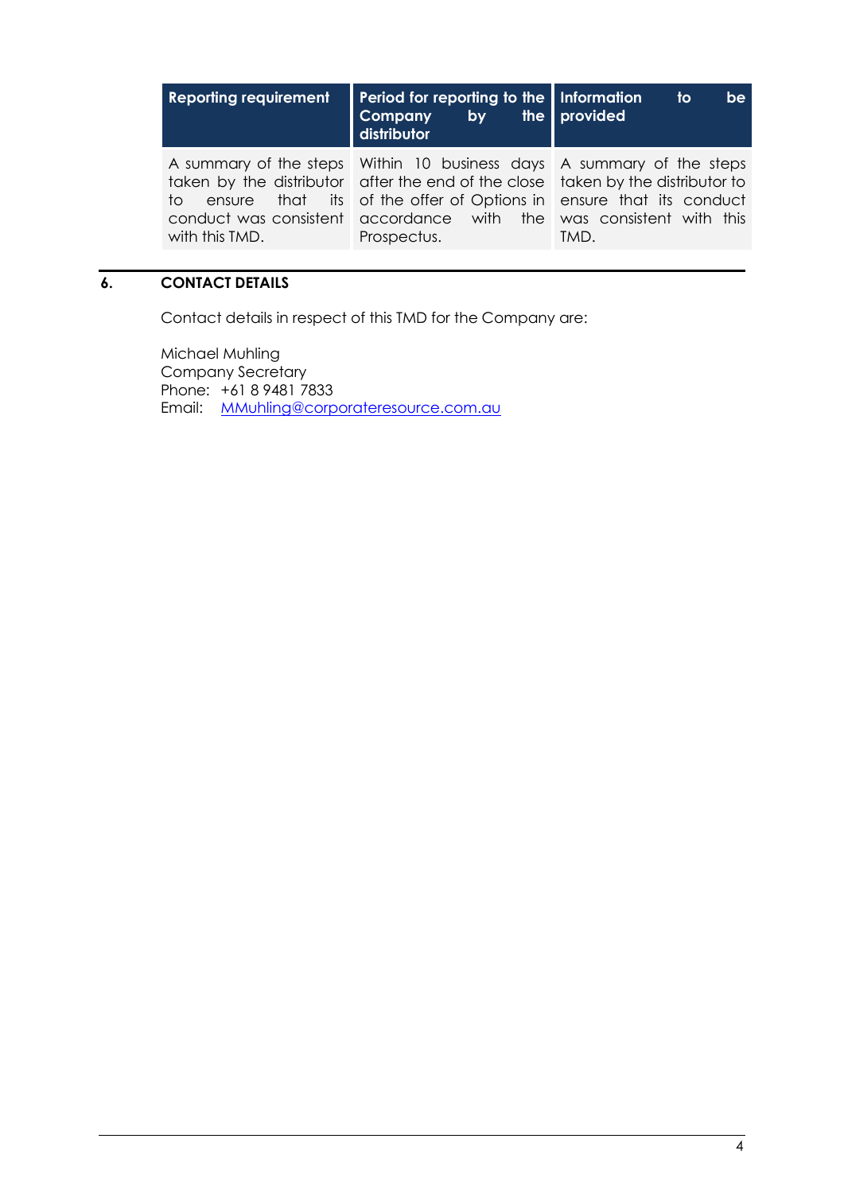| Reporting requirement | Period for reporting to the Company by the distributor | Information to be provided |
|---|---|---|
| A summary of the steps taken by the distributor to ensure that its conduct was consistent with this TMD. | Within 10 business days after the end of the close of the offer of Options in accordance with the Prospectus. | A summary of the steps taken by the distributor to ensure that its conduct was consistent with this TMD. |

## 6. CONTACT DETAILS

Contact details in respect of this TMD for the Company are:

Michael Muhling
Company Secretary
Phone: +61 8 9481 7833
Email: MMuhling@corporateresource.com.au